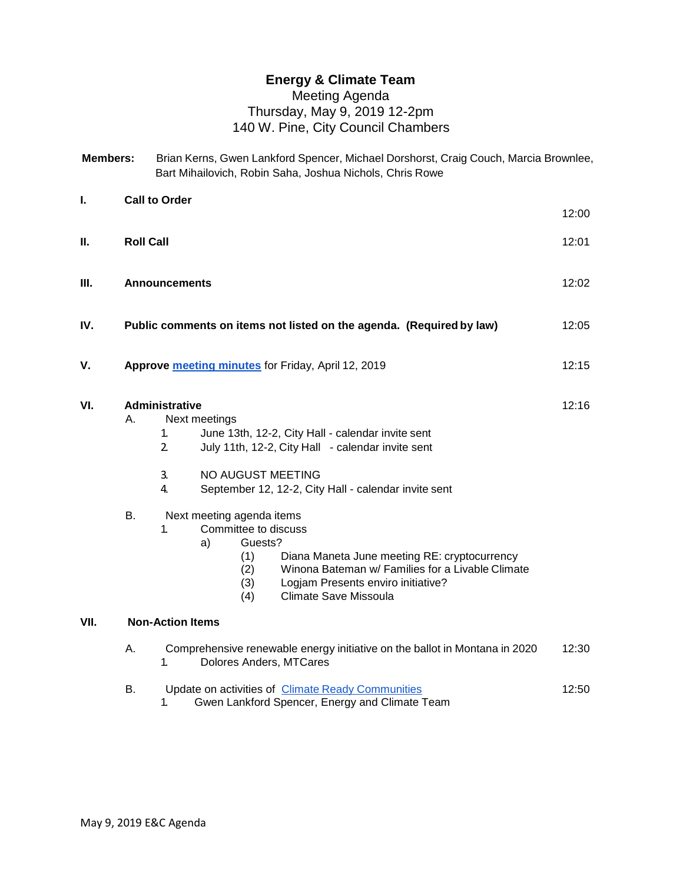# Energy & Climate Team

Meeting Agenda
Thursday, May 9, 2019 12-2pm
140 W. Pine, City Council Chambers

**Members:** Brian Kerns, Gwen Lankford Spencer, Michael Dorshorst, Craig Couch, Marcia Brownlee, Bart Mihailovich, Robin Saha, Joshua Nichols, Chris Rowe

**I. Call to Order** — 12:00

**II. Roll Call** — 12:01

**III. Announcements** — 12:02

**IV. Public comments on items not listed on the agenda. (Required by law)** — 12:05

**V. Approve meeting minutes** for Friday, April 12, 2019 — 12:15

**VI. Administrative** — 12:16

- A. Next meetings
  1. June 13th, 12-2, City Hall - calendar invite sent
  2. July 11th, 12-2, City Hall - calendar invite sent
  3. NO AUGUST MEETING
  4. September 12, 12-2, City Hall - calendar invite sent
- B. Next meeting agenda items
  1. Committee to discuss
     - a) Guests?
       - (1) Diana Maneta June meeting RE: cryptocurrency
       - (2) Winona Bateman w/ Families for a Livable Climate
       - (3) Logjam Presents enviro initiative?
       - (4) Climate Save Missoula

**VII. Non-Action Items**

- A. Comprehensive renewable energy initiative on the ballot in Montana in 2020 — 12:30
  1. Dolores Anders, MTCares
- B. Update on activities of Climate Ready Communities — 12:50
  1. Gwen Lankford Spencer, Energy and Climate Team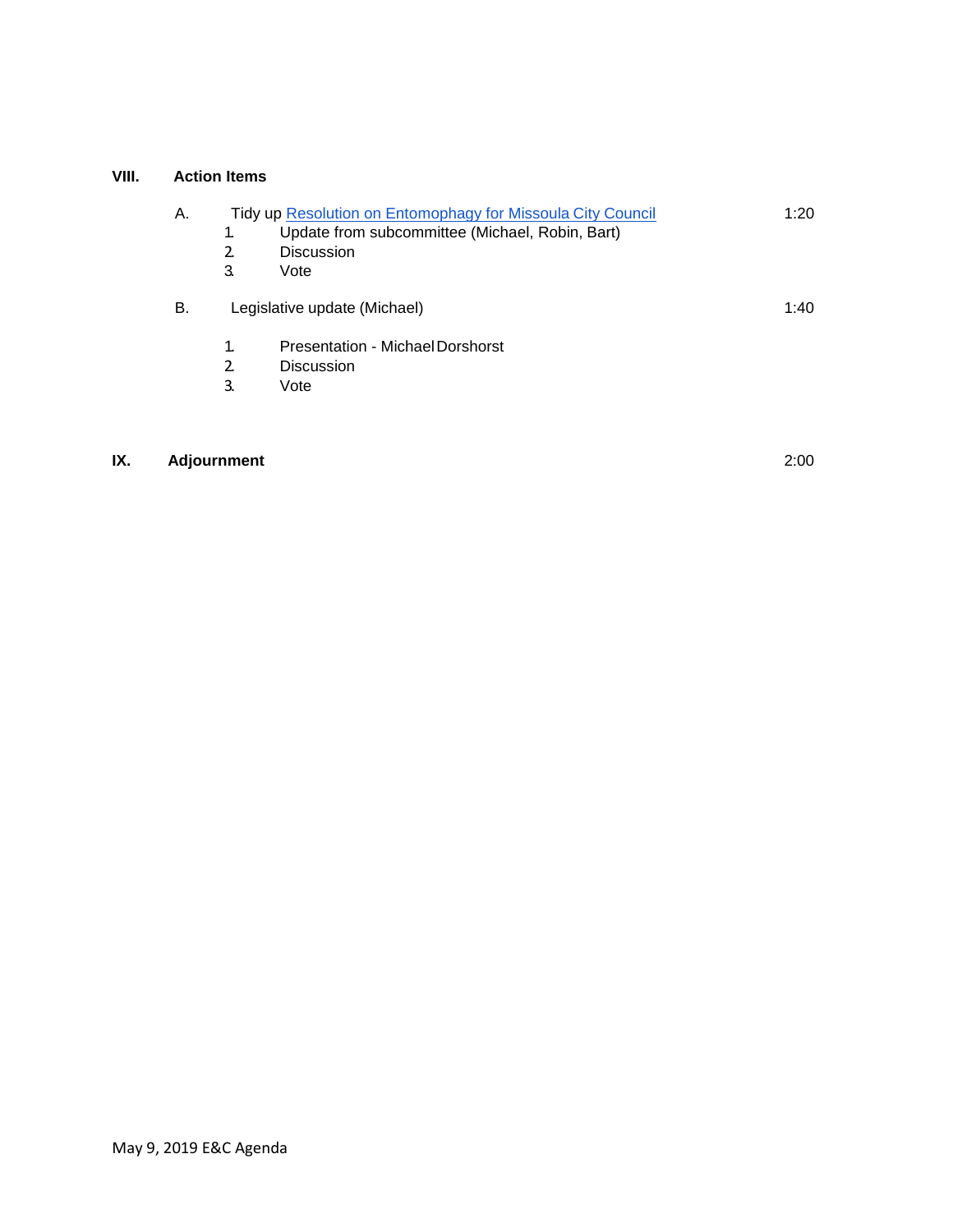## VIII. Action Items

A. Tidy up Resolution on Entomophagy for Missoula City Council — 1:20

1. Update from subcommittee (Michael, Robin, Bart)
2. Discussion
3. Vote

B. Legislative update (Michael) — 1:40

1. Presentation - Michael Dorshorst
2. Discussion
3. Vote

## IX. Adjournment — 2:00

May 9, 2019 E&C Agenda